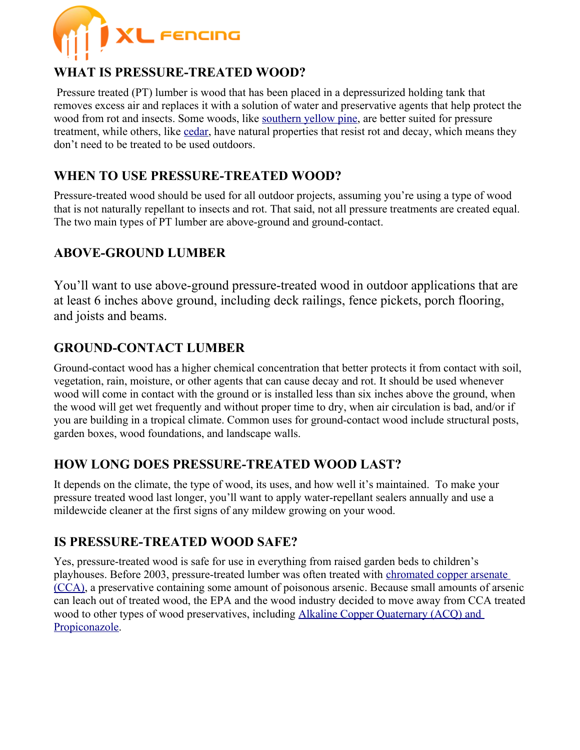XL FENCING

## WHAT IS PRESSURE-TREATED WOOD?

Pressure treated (PT) lumber is wood that has been placed in a depressurized holding tank that removes excess air and replaces it with a solution of water and preservative agents that help protect the wood from rot and insects. Some woods, like southern yellow pine, are better suited for pressure treatment, while others, like cedar, have natural properties that resist rot and decay, which means they don't need to be treated to be used outdoors.

## WHEN TO USE PRESSURE-TREATED WOOD?

Pressure-treated wood should be used for all outdoor projects, assuming you're using a type of wood that is not naturally repellant to insects and rot. That said, not all pressure treatments are created equal. The two main types of PT lumber are above-ground and ground-contact.

## ABOVE-GROUND LUMBER

You'll want to use above-ground pressure-treated wood in outdoor applications that are at least 6 inches above ground, including deck railings, fence pickets, porch flooring, and joists and beams.

## GROUND-CONTACT LUMBER

Ground-contact wood has a higher chemical concentration that better protects it from contact with soil, vegetation, rain, moisture, or other agents that can cause decay and rot. It should be used whenever wood will come in contact with the ground or is installed less than six inches above the ground, when the wood will get wet frequently and without proper time to dry, when air circulation is bad, and/or if you are building in a tropical climate. Common uses for ground-contact wood include structural posts, garden boxes, wood foundations, and landscape walls.

## HOW LONG DOES PRESSURE-TREATED WOOD LAST?

It depends on the climate, the type of wood, its uses, and how well it's maintained. To make your pressure treated wood last longer, you'll want to apply water-repellant sealers annually and use a mildewcide cleaner at the first signs of any mildew growing on your wood.

## IS PRESSURE-TREATED WOOD SAFE?

Yes, pressure-treated wood is safe for use in everything from raised garden beds to children's playhouses. Before 2003, pressure-treated lumber was often treated with chromated copper arsenate (CCA), a preservative containing some amount of poisonous arsenic. Because small amounts of arsenic can leach out of treated wood, the EPA and the wood industry decided to move away from CCA treated wood to other types of wood preservatives, including Alkaline Copper Quaternary (ACQ) and Propiconazole.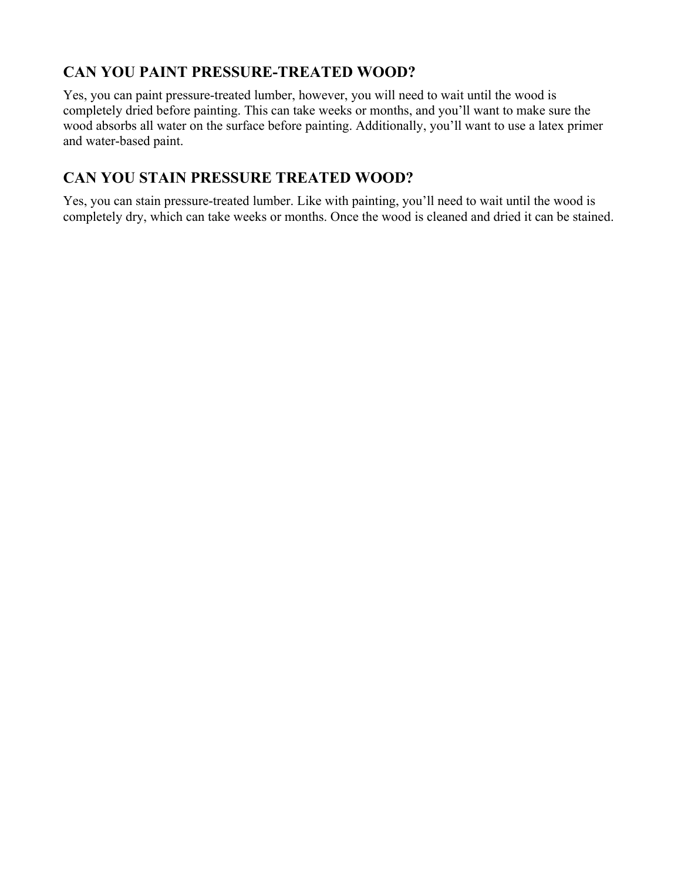## CAN YOU PAINT PRESSURE-TREATED WOOD?

Yes, you can paint pressure-treated lumber, however, you will need to wait until the wood is completely dried before painting. This can take weeks or months, and you'll want to make sure the wood absorbs all water on the surface before painting. Additionally, you'll want to use a latex primer and water-based paint.

## CAN YOU STAIN PRESSURE TREATED WOOD?

Yes, you can stain pressure-treated lumber. Like with painting, you'll need to wait until the wood is completely dry, which can take weeks or months. Once the wood is cleaned and dried it can be stained.